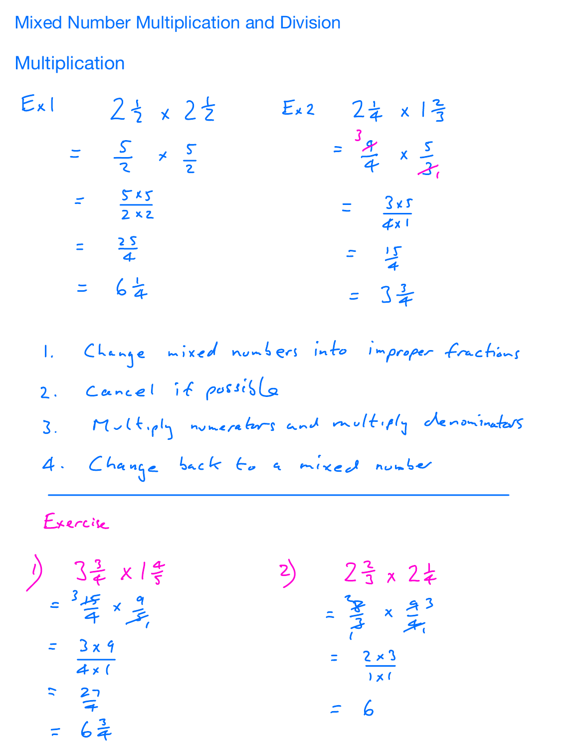# Mixed Number Multiplication and Division

## Multiplication

**Ex 1**

$$2\tfrac{1}{2} \times 2\tfrac{1}{2}$$

$$= \frac{5}{2} \times \frac{5}{2}$$

$$= \frac{5 \times 5}{2 \times 2}$$

$$= \frac{25}{4}$$

$$= 6\tfrac{1}{4}$$

**Ex 2**

$$2\tfrac{1}{4} \times 1\tfrac{2}{3}$$

$$= \frac{\cancel{9}^{3}}{4} \times \frac{5}{\cancel{3}_{1}}$$

$$= \frac{3 \times 5}{4 \times 1}$$

$$= \frac{15}{4}$$

$$= 3\tfrac{3}{4}$$

1. Change mixed numbers into improper fractions
2. Cancel if possible
3. Multiply numerators and multiply denominators
4. Change back to a mixed number

---

**Exercise**

1)

$$3\tfrac{3}{4} \times 1\tfrac{4}{5}$$

$$= \frac{\cancel{15}^{3}}{4} \times \frac{9}{\cancel{5}_{1}}$$

$$= \frac{3 \times 9}{4 \times 1}$$

$$= \frac{27}{4}$$

$$= 6\tfrac{3}{4}$$

2)

$$2\tfrac{2}{3} \times 2\tfrac{1}{4}$$

$$= \frac{\cancel{8}^{2}}{\cancel{3}_{1}} \times \frac{\cancel{9}^{3}}{\cancel{4}_{1}}$$

$$= \frac{2 \times 3}{1 \times 1}$$

$$= 6$$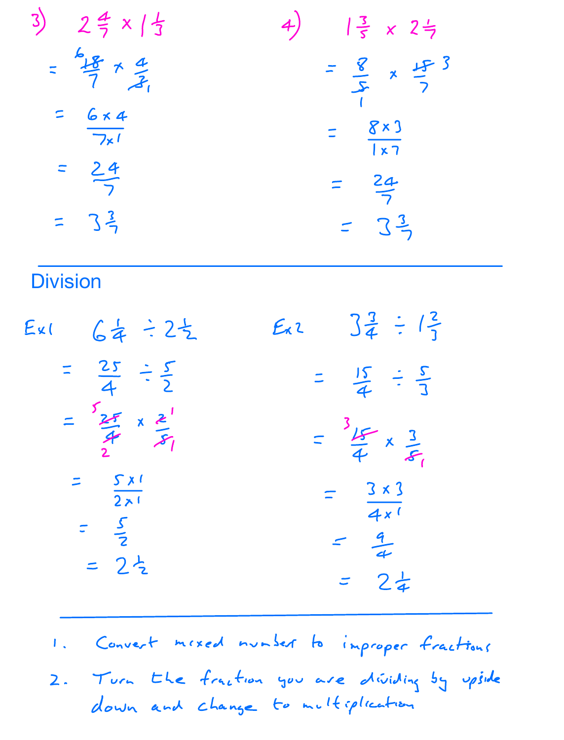3) $2\frac{4}{7} \times 1\frac{1}{3}$

$= \frac{18}{7} \times \frac{4}{3}$ (cancelled: $\frac{6}{7} \times \frac{4}{1}$)

$= \frac{6 \times 4}{7 \times 1}$

$= \frac{24}{7}$

$= 3\frac{3}{7}$

4) $1\frac{3}{5} \times 2\frac{1}{7}$

$= \frac{8}{5} \times \frac{15}{7}$ (cancelled: $\frac{8}{1} \times \frac{3}{7}$)

$= \frac{8 \times 3}{1 \times 7}$

$= \frac{24}{7}$

$= 3\frac{3}{7}$

---

## Division

Ex1 $6\frac{1}{4} \div 2\frac{1}{2}$

$= \frac{25}{4} \div \frac{5}{2}$

$= \frac{25}{4} \times \frac{2}{5}$ (cancelled: $\frac{5}{2} \times \frac{1}{1}$)

$= \frac{5 \times 1}{2 \times 1}$

$= \frac{5}{2}$

$= 2\frac{1}{2}$

Ex2 $3\frac{3}{4} \div 1\frac{2}{3}$

$= \frac{15}{4} \div \frac{5}{3}$

$= \frac{15}{4} \times \frac{3}{5}$ (cancelled: $\frac{3}{4} \times \frac{3}{1}$)

$= \frac{3 \times 3}{4 \times 1}$

$= \frac{9}{4}$

$= 2\frac{1}{4}$

---

1. Convert mixed number to improper fractions
2. Turn the fraction you are dividing by upside down and change to multiplication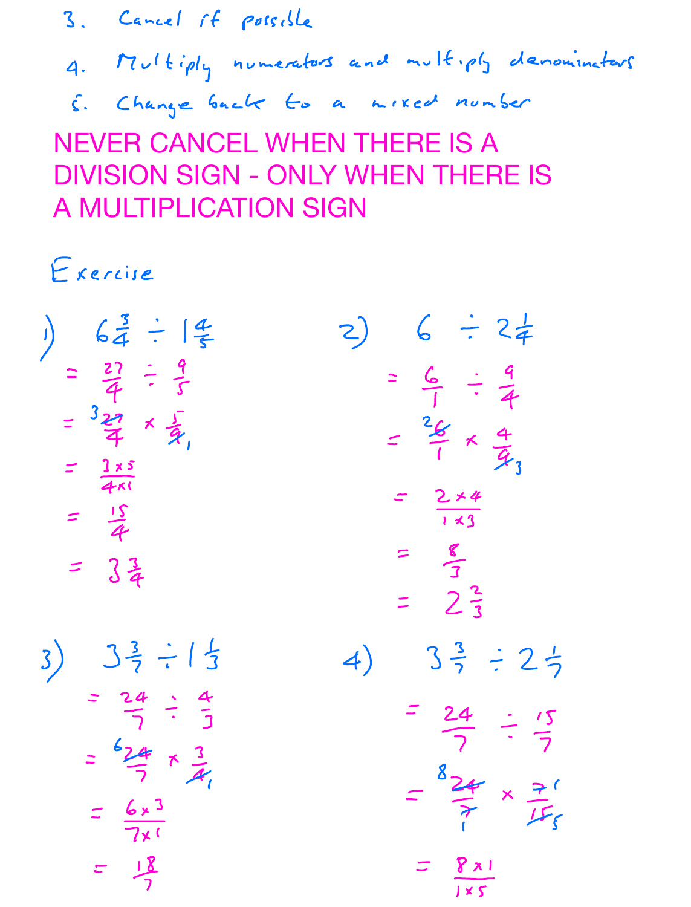3. Cancel if possible

4. Multiply numerators and multiply denominators

5. Change back to a mixed number

**NEVER CANCEL WHEN THERE IS A DIVISION SIGN - ONLY WHEN THERE IS A MULTIPLICATION SIGN**

## Exercise

1) $6\frac{3}{4} \div 1\frac{4}{5}$

$= \frac{27}{4} \div \frac{9}{5}$

$= \frac{{}^{3}\cancel{27}}{4} \times \frac{5}{\cancel{9}_{1}}$

$= \frac{3 \times 5}{4 \times 1}$

$= \frac{15}{4}$

$= 3\frac{3}{4}$

2) $6 \div 2\frac{1}{4}$

$= \frac{6}{1} \div \frac{9}{4}$

$= \frac{{}^{2}\cancel{6}}{1} \times \frac{4}{\cancel{9}_{3}}$

$= \frac{2 \times 4}{1 \times 3}$

$= \frac{8}{3}$

$= 2\frac{2}{3}$

3) $3\frac{3}{7} \div 1\frac{1}{3}$

$= \frac{24}{7} \div \frac{4}{3}$

$= \frac{{}^{6}\cancel{24}}{7} \times \frac{3}{\cancel{4}_{1}}$

$= \frac{6 \times 3}{7 \times 1}$

$= \frac{18}{7}$

4) $3\frac{3}{7} \div 2\frac{1}{7}$

$= \frac{24}{7} \div \frac{15}{7}$

$= \frac{{}^{8}\cancel{24}}{\cancel{7}_{1}} \times \frac{{}^{1}\cancel{7}}{\cancel{15}_{5}}$

$= \frac{8 \times 1}{1 \times 5}$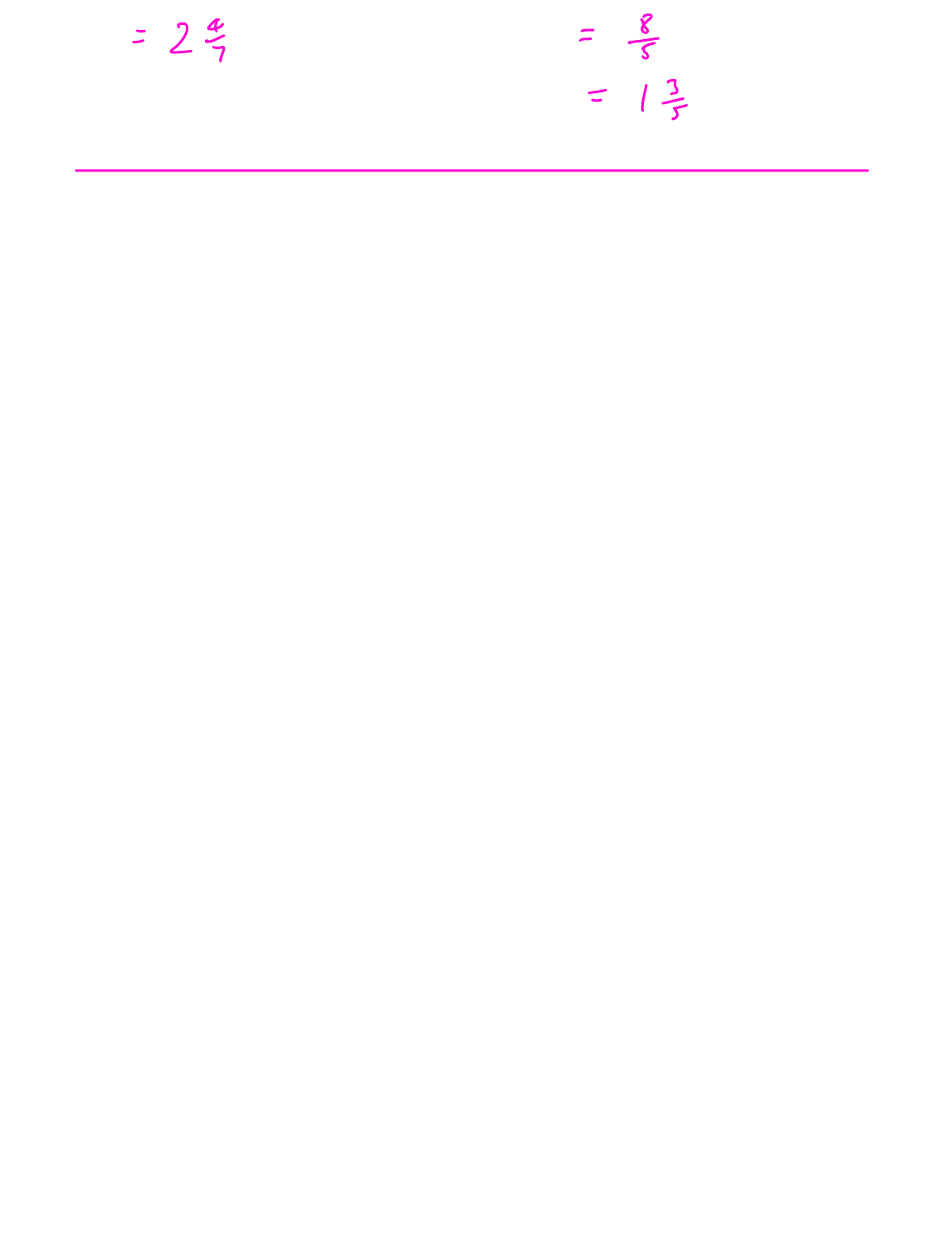$= 2\frac{4}{7}$

$= \frac{8}{5}$

$= 1\frac{3}{5}$

---